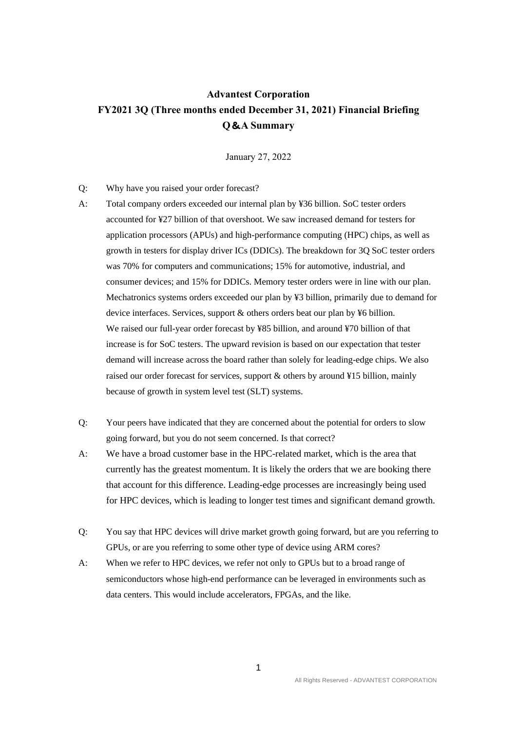# Advantest Corporation
# FY2021 3Q (Three months ended December 31, 2021) Financial Briefing
# Q＆A Summary

January 27, 2022

Q: Why have you raised your order forecast?

A: Total company orders exceeded our internal plan by ¥36 billion. SoC tester orders accounted for ¥27 billion of that overshoot. We saw increased demand for testers for application processors (APUs) and high-performance computing (HPC) chips, as well as growth in testers for display driver ICs (DDICs). The breakdown for 3Q SoC tester orders was 70% for computers and communications; 15% for automotive, industrial, and consumer devices; and 15% for DDICs. Memory tester orders were in line with our plan. Mechatronics systems orders exceeded our plan by ¥3 billion, primarily due to demand for device interfaces. Services, support & others orders beat our plan by ¥6 billion.
We raised our full-year order forecast by ¥85 billion, and around ¥70 billion of that increase is for SoC testers. The upward revision is based on our expectation that tester demand will increase across the board rather than solely for leading-edge chips. We also raised our order forecast for services, support & others by around ¥15 billion, mainly because of growth in system level test (SLT) systems.

Q: Your peers have indicated that they are concerned about the potential for orders to slow going forward, but you do not seem concerned. Is that correct?

A: We have a broad customer base in the HPC-related market, which is the area that currently has the greatest momentum. It is likely the orders that we are booking there that account for this difference. Leading-edge processes are increasingly being used for HPC devices, which is leading to longer test times and significant demand growth.

Q: You say that HPC devices will drive market growth going forward, but are you referring to GPUs, or are you referring to some other type of device using ARM cores?

A: When we refer to HPC devices, we refer not only to GPUs but to a broad range of semiconductors whose high-end performance can be leveraged in environments such as data centers. This would include accelerators, FPGAs, and the like.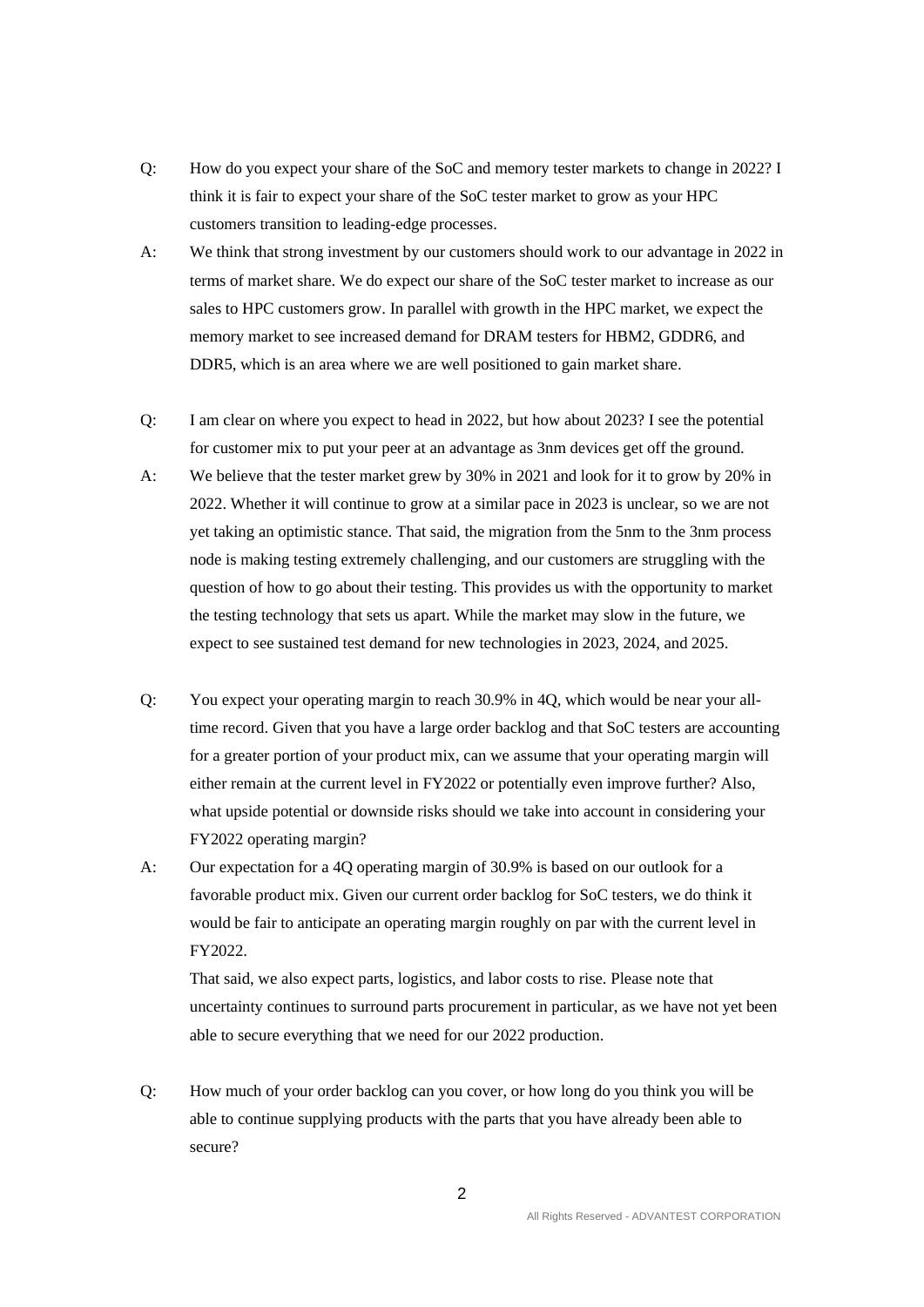Q: How do you expect your share of the SoC and memory tester markets to change in 2022? I think it is fair to expect your share of the SoC tester market to grow as your HPC customers transition to leading-edge processes.

A: We think that strong investment by our customers should work to our advantage in 2022 in terms of market share. We do expect our share of the SoC tester market to increase as our sales to HPC customers grow. In parallel with growth in the HPC market, we expect the memory market to see increased demand for DRAM testers for HBM2, GDDR6, and DDR5, which is an area where we are well positioned to gain market share.

Q: I am clear on where you expect to head in 2022, but how about 2023? I see the potential for customer mix to put your peer at an advantage as 3nm devices get off the ground.

A: We believe that the tester market grew by 30% in 2021 and look for it to grow by 20% in 2022. Whether it will continue to grow at a similar pace in 2023 is unclear, so we are not yet taking an optimistic stance. That said, the migration from the 5nm to the 3nm process node is making testing extremely challenging, and our customers are struggling with the question of how to go about their testing. This provides us with the opportunity to market the testing technology that sets us apart. While the market may slow in the future, we expect to see sustained test demand for new technologies in 2023, 2024, and 2025.

Q: You expect your operating margin to reach 30.9% in 4Q, which would be near your all-time record. Given that you have a large order backlog and that SoC testers are accounting for a greater portion of your product mix, can we assume that your operating margin will either remain at the current level in FY2022 or potentially even improve further? Also, what upside potential or downside risks should we take into account in considering your FY2022 operating margin?

A: Our expectation for a 4Q operating margin of 30.9% is based on our outlook for a favorable product mix. Given our current order backlog for SoC testers, we do think it would be fair to anticipate an operating margin roughly on par with the current level in FY2022.

That said, we also expect parts, logistics, and labor costs to rise. Please note that uncertainty continues to surround parts procurement in particular, as we have not yet been able to secure everything that we need for our 2022 production.

Q: How much of your order backlog can you cover, or how long do you think you will be able to continue supplying products with the parts that you have already been able to secure?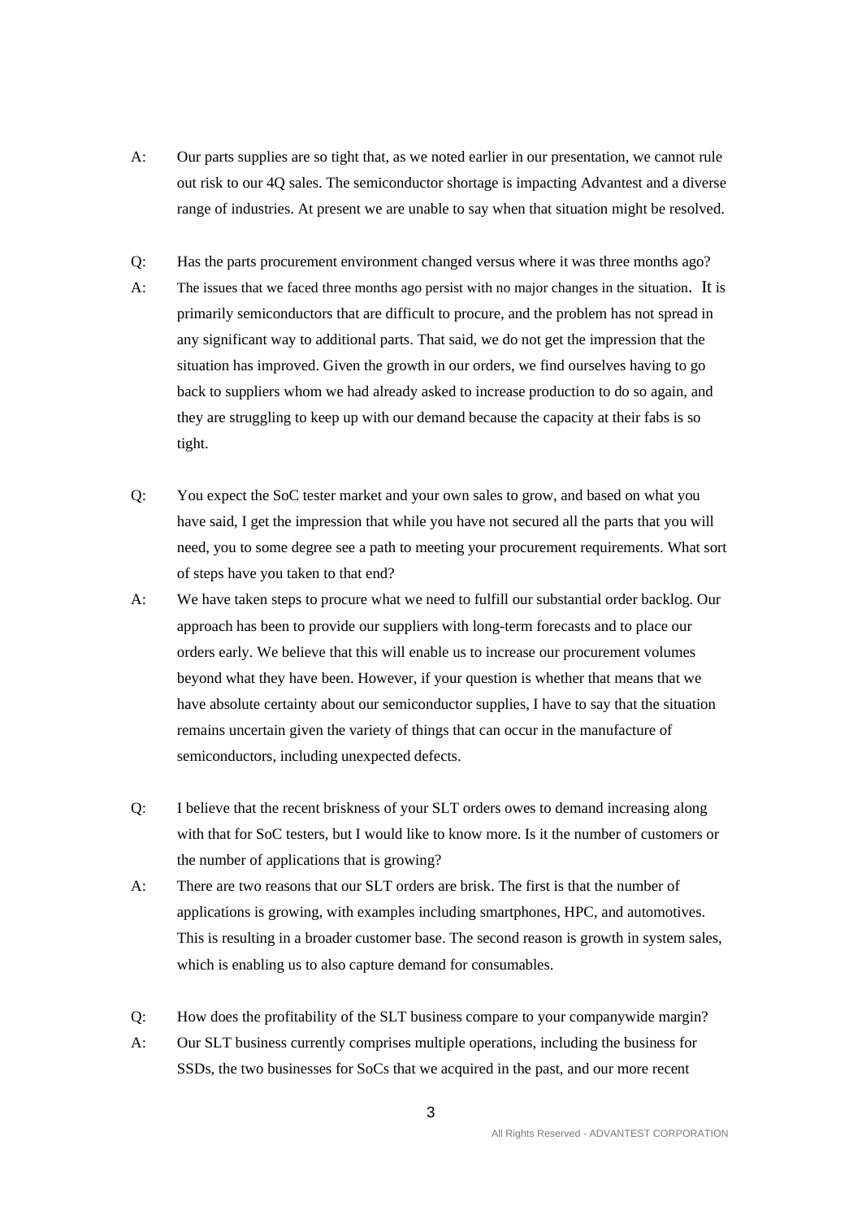A: Our parts supplies are so tight that, as we noted earlier in our presentation, we cannot rule out risk to our 4Q sales. The semiconductor shortage is impacting Advantest and a diverse range of industries. At present we are unable to say when that situation might be resolved.

Q: Has the parts procurement environment changed versus where it was three months ago?

A: The issues that we faced three months ago persist with no major changes in the situation. It is primarily semiconductors that are difficult to procure, and the problem has not spread in any significant way to additional parts. That said, we do not get the impression that the situation has improved. Given the growth in our orders, we find ourselves having to go back to suppliers whom we had already asked to increase production to do so again, and they are struggling to keep up with our demand because the capacity at their fabs is so tight.

Q: You expect the SoC tester market and your own sales to grow, and based on what you have said, I get the impression that while you have not secured all the parts that you will need, you to some degree see a path to meeting your procurement requirements. What sort of steps have you taken to that end?

A: We have taken steps to procure what we need to fulfill our substantial order backlog. Our approach has been to provide our suppliers with long-term forecasts and to place our orders early. We believe that this will enable us to increase our procurement volumes beyond what they have been. However, if your question is whether that means that we have absolute certainty about our semiconductor supplies, I have to say that the situation remains uncertain given the variety of things that can occur in the manufacture of semiconductors, including unexpected defects.

Q: I believe that the recent briskness of your SLT orders owes to demand increasing along with that for SoC testers, but I would like to know more. Is it the number of customers or the number of applications that is growing?

A: There are two reasons that our SLT orders are brisk. The first is that the number of applications is growing, with examples including smartphones, HPC, and automotives. This is resulting in a broader customer base. The second reason is growth in system sales, which is enabling us to also capture demand for consumables.

Q: How does the profitability of the SLT business compare to your companywide margin?

A: Our SLT business currently comprises multiple operations, including the business for SSDs, the two businesses for SoCs that we acquired in the past, and our more recent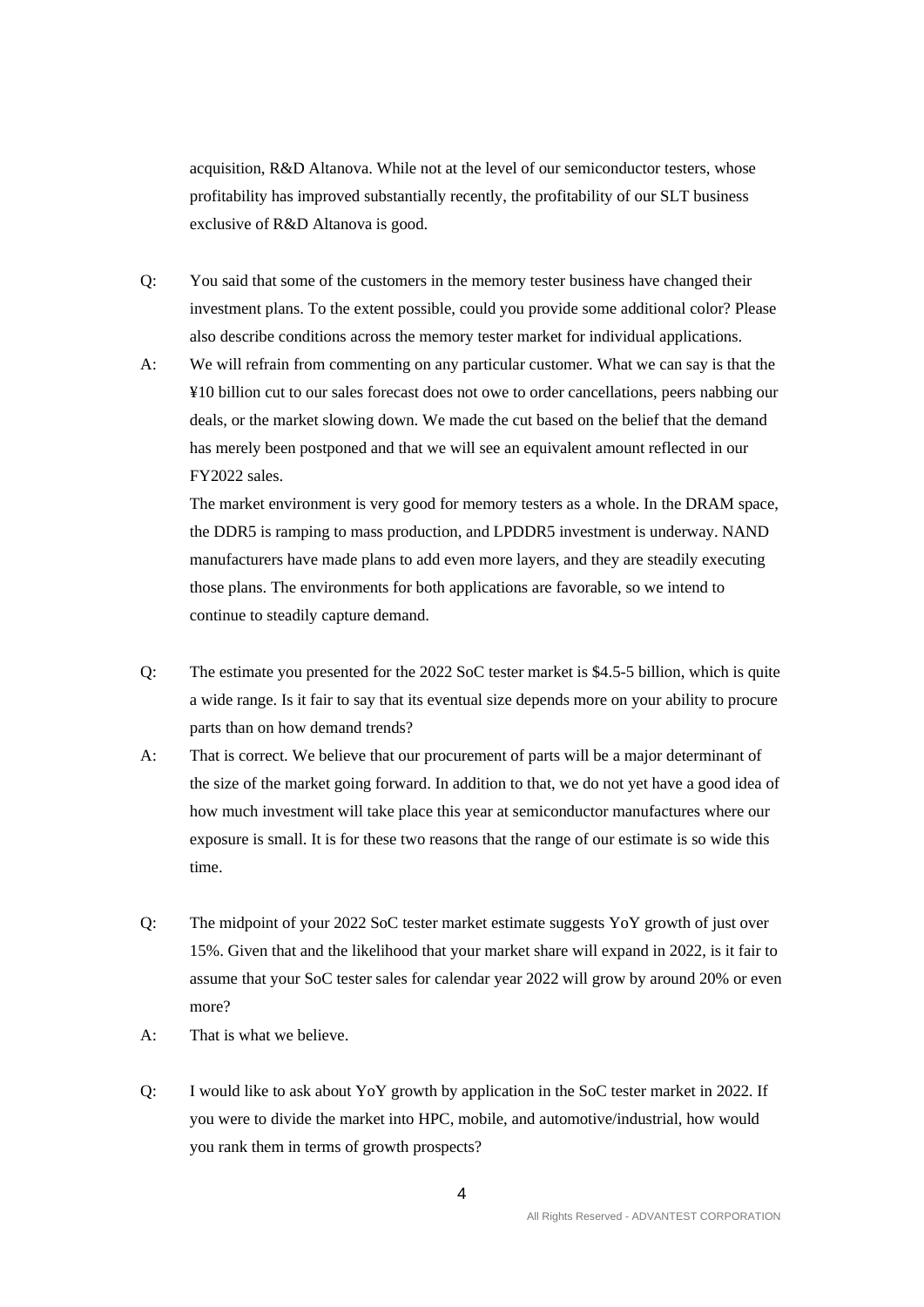acquisition, R&D Altanova. While not at the level of our semiconductor testers, whose profitability has improved substantially recently, the profitability of our SLT business exclusive of R&D Altanova is good.

Q: You said that some of the customers in the memory tester business have changed their investment plans. To the extent possible, could you provide some additional color? Please also describe conditions across the memory tester market for individual applications.

A: We will refrain from commenting on any particular customer. What we can say is that the ¥10 billion cut to our sales forecast does not owe to order cancellations, peers nabbing our deals, or the market slowing down. We made the cut based on the belief that the demand has merely been postponed and that we will see an equivalent amount reflected in our FY2022 sales.

The market environment is very good for memory testers as a whole. In the DRAM space, the DDR5 is ramping to mass production, and LPDDR5 investment is underway. NAND manufacturers have made plans to add even more layers, and they are steadily executing those plans. The environments for both applications are favorable, so we intend to continue to steadily capture demand.

Q: The estimate you presented for the 2022 SoC tester market is $4.5-5 billion, which is quite a wide range. Is it fair to say that its eventual size depends more on your ability to procure parts than on how demand trends?

A: That is correct. We believe that our procurement of parts will be a major determinant of the size of the market going forward. In addition to that, we do not yet have a good idea of how much investment will take place this year at semiconductor manufactures where our exposure is small. It is for these two reasons that the range of our estimate is so wide this time.

Q: The midpoint of your 2022 SoC tester market estimate suggests YoY growth of just over 15%. Given that and the likelihood that your market share will expand in 2022, is it fair to assume that your SoC tester sales for calendar year 2022 will grow by around 20% or even more?

A: That is what we believe.

Q: I would like to ask about YoY growth by application in the SoC tester market in 2022. If you were to divide the market into HPC, mobile, and automotive/industrial, how would you rank them in terms of growth prospects?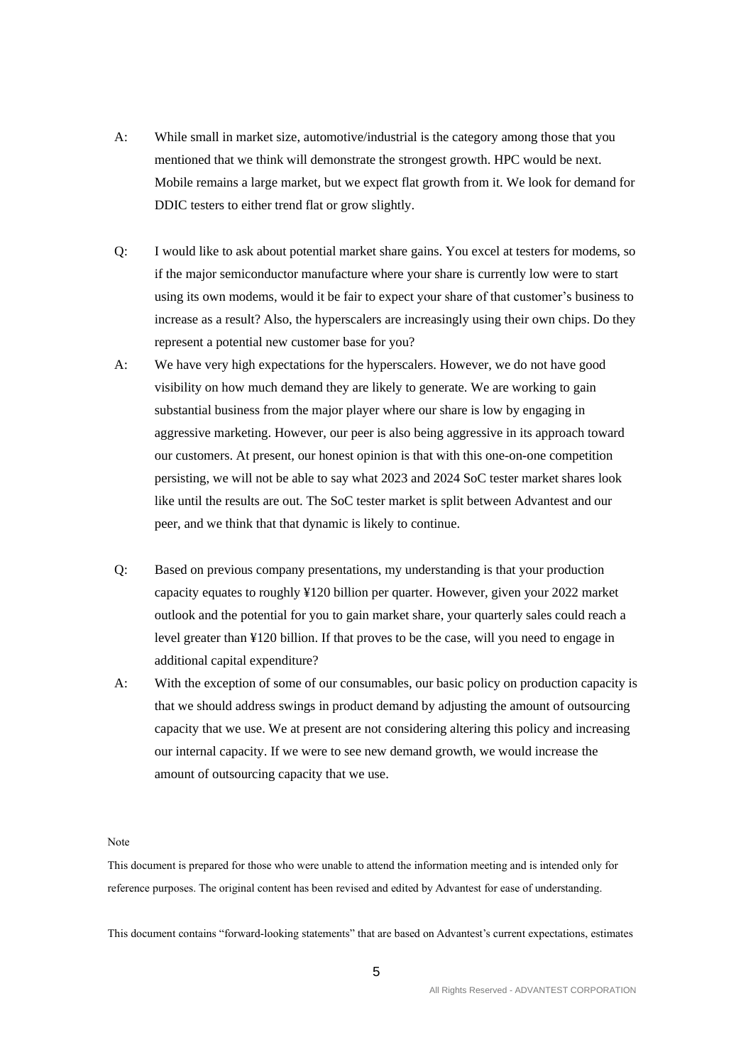A: While small in market size, automotive/industrial is the category among those that you mentioned that we think will demonstrate the strongest growth. HPC would be next. Mobile remains a large market, but we expect flat growth from it. We look for demand for DDIC testers to either trend flat or grow slightly.

Q: I would like to ask about potential market share gains. You excel at testers for modems, so if the major semiconductor manufacture where your share is currently low were to start using its own modems, would it be fair to expect your share of that customer's business to increase as a result? Also, the hyperscalers are increasingly using their own chips. Do they represent a potential new customer base for you?

A: We have very high expectations for the hyperscalers. However, we do not have good visibility on how much demand they are likely to generate. We are working to gain substantial business from the major player where our share is low by engaging in aggressive marketing. However, our peer is also being aggressive in its approach toward our customers. At present, our honest opinion is that with this one-on-one competition persisting, we will not be able to say what 2023 and 2024 SoC tester market shares look like until the results are out. The SoC tester market is split between Advantest and our peer, and we think that that dynamic is likely to continue.

Q: Based on previous company presentations, my understanding is that your production capacity equates to roughly ¥120 billion per quarter. However, given your 2022 market outlook and the potential for you to gain market share, your quarterly sales could reach a level greater than ¥120 billion. If that proves to be the case, will you need to engage in additional capital expenditure?

A: With the exception of some of our consumables, our basic policy on production capacity is that we should address swings in product demand by adjusting the amount of outsourcing capacity that we use. We at present are not considering altering this policy and increasing our internal capacity. If we were to see new demand growth, we would increase the amount of outsourcing capacity that we use.

Note

This document is prepared for those who were unable to attend the information meeting and is intended only for reference purposes. The original content has been revised and edited by Advantest for ease of understanding.

This document contains "forward-looking statements" that are based on Advantest's current expectations, estimates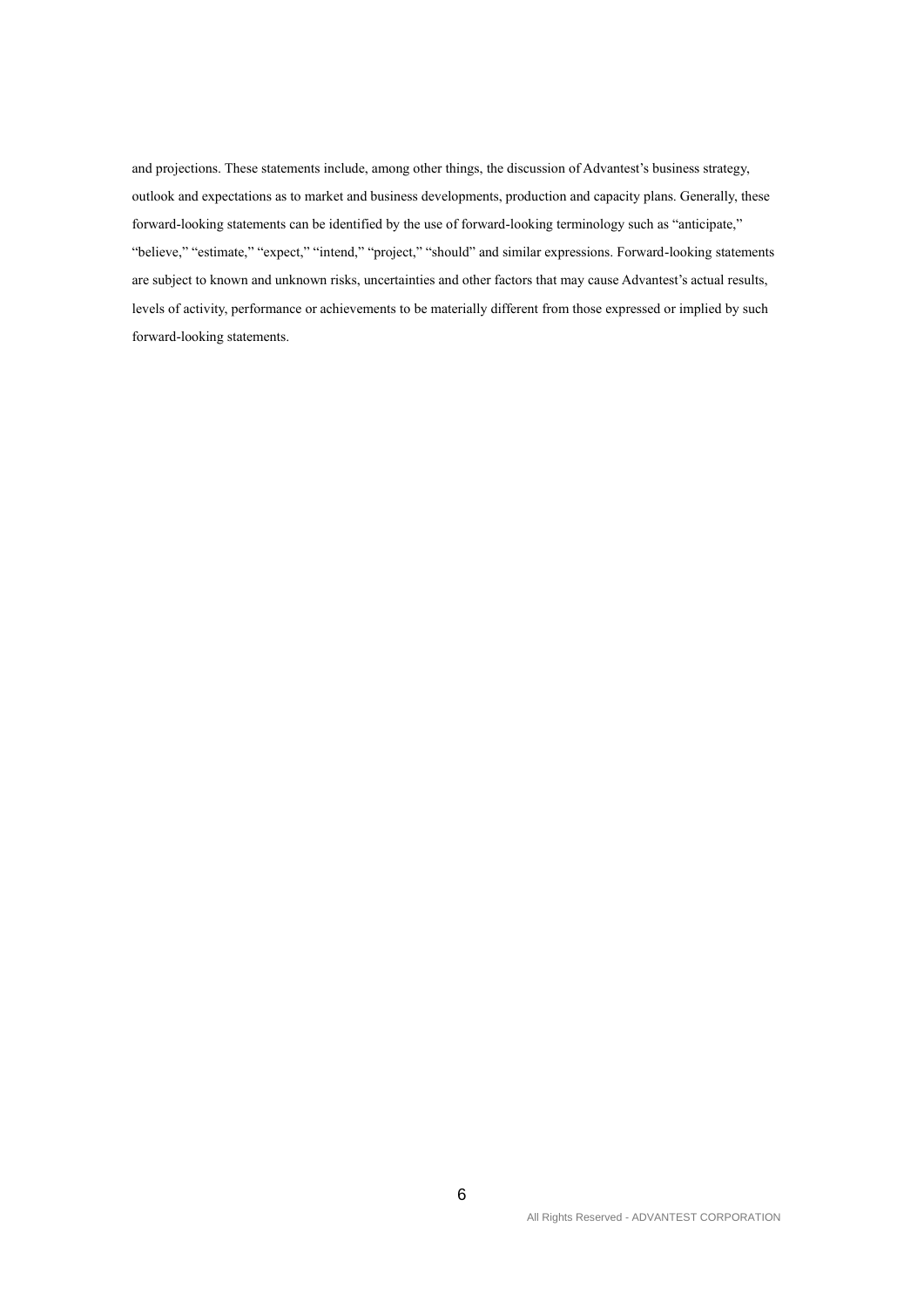and projections. These statements include, among other things, the discussion of Advantest's business strategy, outlook and expectations as to market and business developments, production and capacity plans. Generally, these forward-looking statements can be identified by the use of forward-looking terminology such as "anticipate," "believe," "estimate," "expect," "intend," "project," "should" and similar expressions. Forward-looking statements are subject to known and unknown risks, uncertainties and other factors that may cause Advantest's actual results, levels of activity, performance or achievements to be materially different from those expressed or implied by such forward-looking statements.